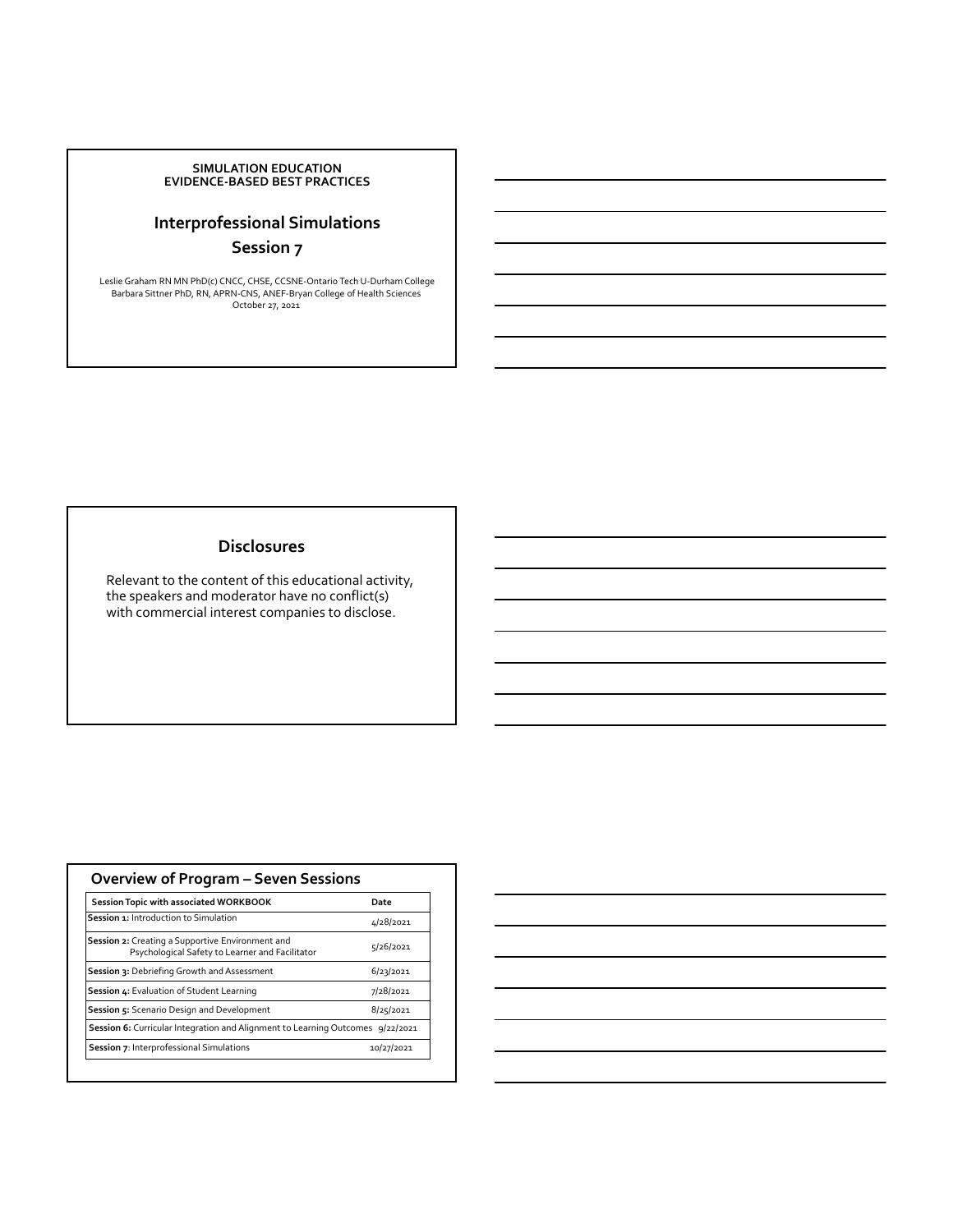**SIMULATION EDUCATION**
**EVIDENCE-BASED BEST PRACTICES**

# Interprofessional Simulations
## Session 7

Leslie Graham RN MN PhD(c) CNCC, CHSE, CCSNE-Ontario Tech U-Durham College
Barbara Sittner PhD, RN, APRN-CNS, ANEF-Bryan College of Health Sciences
October 27, 2021

## Disclosures

Relevant to the content of this educational activity, the speakers and moderator have no conflict(s) with commercial interest companies to disclose.

## Overview of Program – Seven Sessions

| Session Topic with associated WORKBOOK | Date |
|---|---|
| **Session 1:** Introduction to Simulation | 4/28/2021 |
| **Session 2:** Creating a Supportive Environment and Psychological Safety to Learner and Facilitator | 5/26/2021 |
| **Session 3:** Debriefing Growth and Assessment | 6/23/2021 |
| **Session 4:** Evaluation of Student Learning | 7/28/2021 |
| **Session 5:** Scenario Design and Development | 8/25/2021 |
| **Session 6:** Curricular Integration and Alignment to Learning Outcomes | 9/22/2021 |
| **Session 7**: Interprofessional Simulations | 10/27/2021 |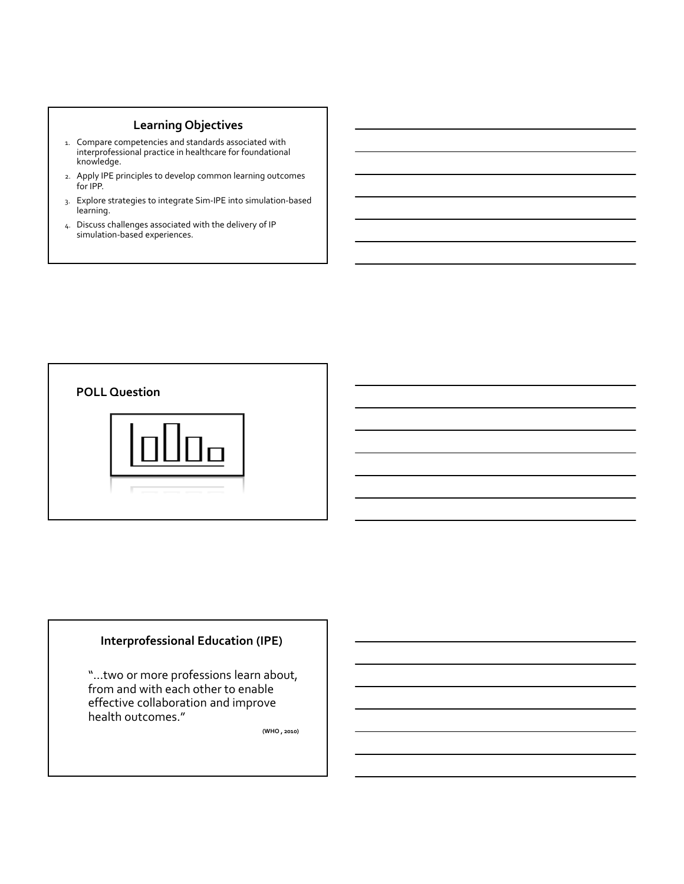## Learning Objectives

1. Compare competencies and standards associated with interprofessional practice in healthcare for foundational knowledge.
2. Apply IPE principles to develop common learning outcomes for IPP.
3. Explore strategies to integrate Sim-IPE into simulation-based learning.
4. Discuss challenges associated with the delivery of IP simulation-based experiences.

## POLL Question

## Interprofessional Education (IPE)

"…two or more professions learn about, from and with each other to enable effective collaboration and improve health outcomes."

(WHO , 2010)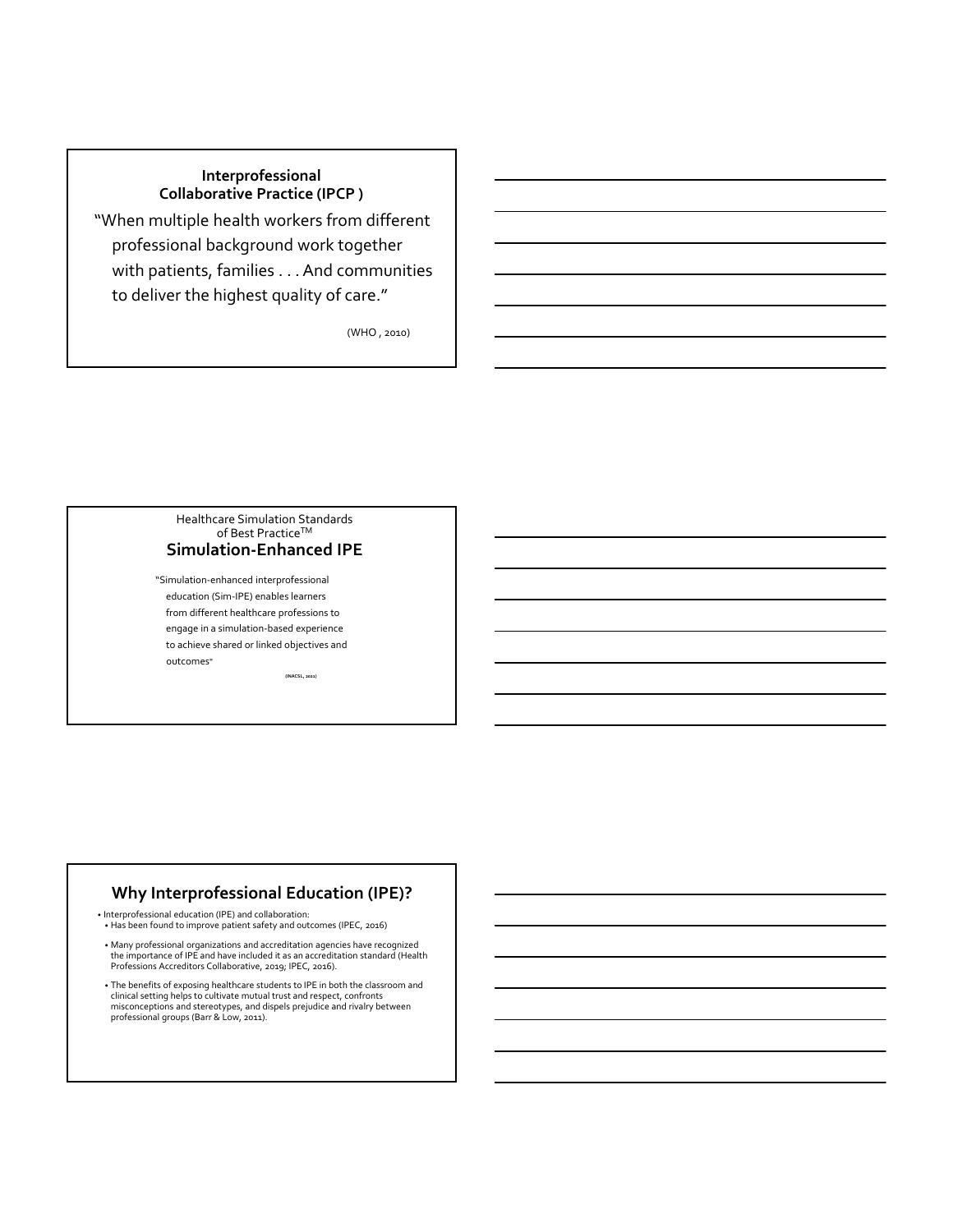## Interprofessional Collaborative Practice (IPCP )

"When multiple health workers from different professional background work together with patients, families . . . And communities to deliver the highest quality of care."

(WHO , 2010)

Healthcare Simulation Standards of Best Practice™

## Simulation-Enhanced IPE

"Simulation-enhanced interprofessional education (Sim-IPE) enables learners from different healthcare professions to engage in a simulation-based experience to achieve shared or linked objectives and outcomes"

(INACSL, 2021)

## Why Interprofessional Education (IPE)?

- Interprofessional education (IPE) and collaboration:
  - Has been found to improve patient safety and outcomes (IPEC, 2016)
  - Many professional organizations and accreditation agencies have recognized the importance of IPE and have included it as an accreditation standard (Health Professions Accreditors Collaborative, 2019; IPEC, 2016).
  - The benefits of exposing healthcare students to IPE in both the classroom and clinical setting helps to cultivate mutual trust and respect, confronts misconceptions and stereotypes, and dispels prejudice and rivalry between professional groups (Barr & Low, 2011).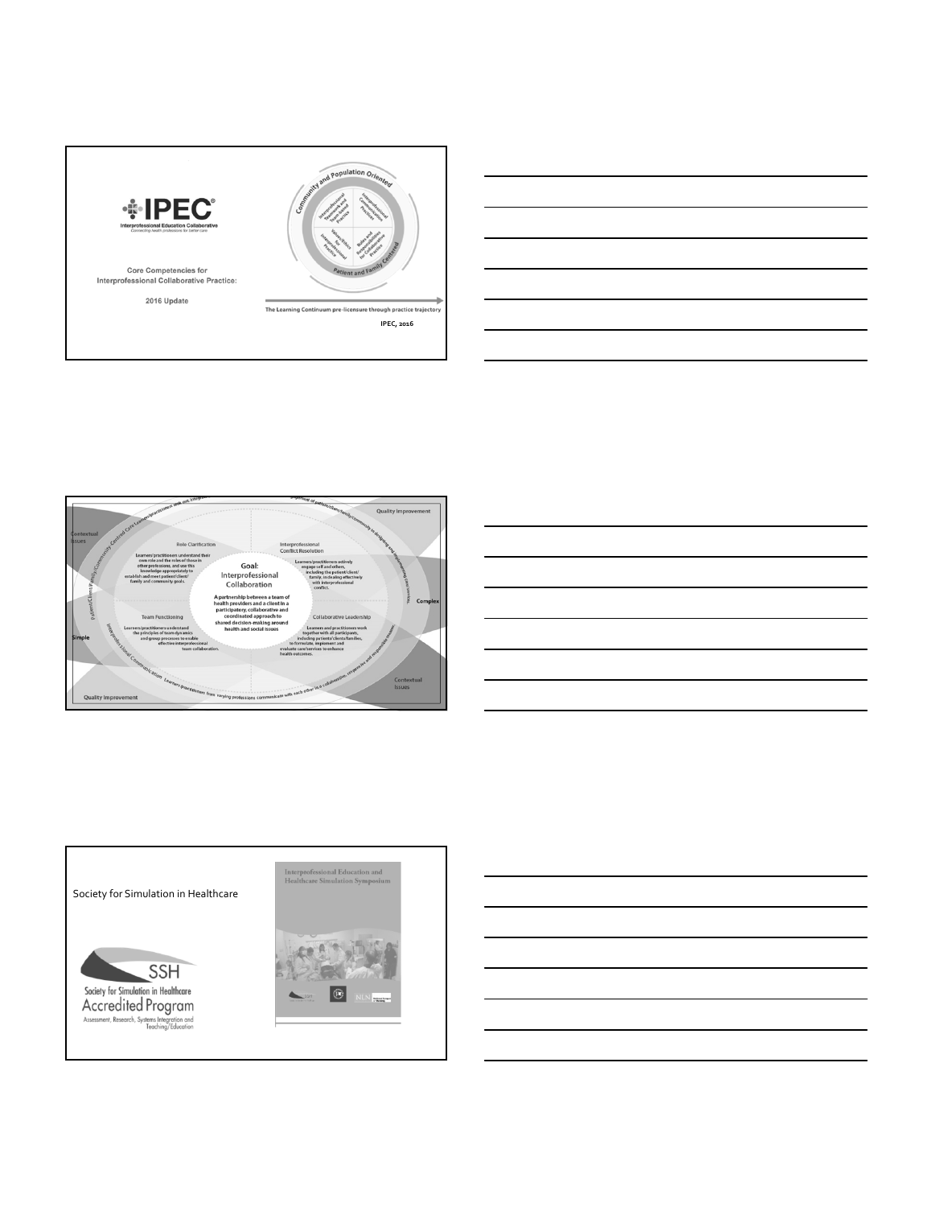IPEC®

Interprofessional Education Collaborative

*Connecting health professions for better care*

Core Competencies for Interprofessional Collaborative Practice:

2016 Update

Community and Population Oriented

Interprofessional Teams and Team-based Practice

Interprofessional Communication Practice

Values/Ethics for Interprofessional Practice

Roles and Responsibilities for Collaborative Practice

Patient and Family Centered

The Learning Continuum pre-licensure through practice trajectory

IPEC, 2016

---

Quality Improvement

Contextual Issues

Role Clarification

Learners/practitioners understand their own role and the roles of those in other professions, and use this knowledge appropriately to establish and meet patient/client/family and community goals.

Interprofessional Conflict Resolution

Learners/practitioners actively engage self and others, including the patient/client/family, in dealing effectively with interprofessional conflict.

Goal: Interprofessional Collaboration

A partnership between a team of health providers and a client in a participatory, collaborative and coordinated approach to shared decision-making around health and social issues

Team Functioning

Learners/practitioners understand the principles of team dynamics and group processes to enable effective interprofessional team collaboration.

Collaborative Leadership

Learners and practitioners work together with all participants, including patients/clients/families, to formulate, implement and evaluate care/services to enhance health outcomes.

Simple

Complex

Patient/Client/Family/Community Centred Care

Interprofessional Communication Learners/practitioners from varying professions communicate with each other in a collaborative, responsive and responsible manner.

Contextual Issues

Quality Improvement

---

Society for Simulation in Healthcare

SSH

Society for Simulation in Healthcare

Accredited Program

Assessment, Research, Systems Integration and Teaching/Education

Interprofessional Education and Healthcare Simulation Symposium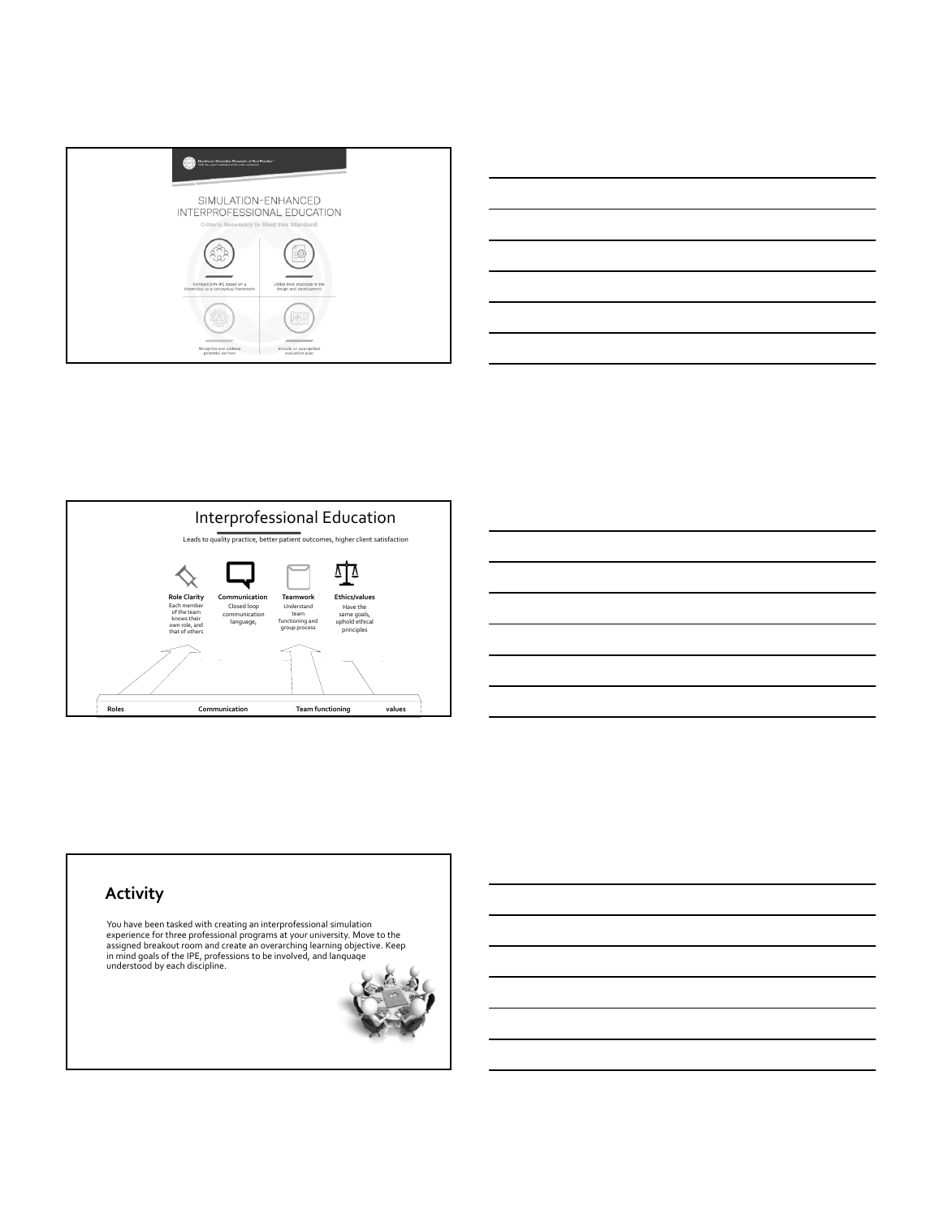Healthcare Simulation Standards of Best Practice™

SIMULATION-ENHANCED INTERPROFESSIONAL EDUCATION

Criteria Necessary to Meet this Standard:

- Conduct Sim-IPE based on a theoretical or a conceptual framework
- Utilize best practices in the design and development
- Recognize and address potential barriers
- Include an appropriate evaluation plan

# Interprofessional Education

Leads to quality practice, better patient outcomes, higher client satisfaction

**Role Clarity**
Each member of the team knows their own role, and that of others

**Communication**
Closed loop communication language,

**Teamwork**
Understand team functioning and group process

**Ethics/values**
Have the same goals, uphold ethical principles

**Roles** **Communication** **Team functioning** **values**

## Activity

You have been tasked with creating an interprofessional simulation experience for three professional programs at your university. Move to the assigned breakout room and create an overarching learning objective. Keep in mind goals of the IPE, professions to be involved, and language understood by each discipline.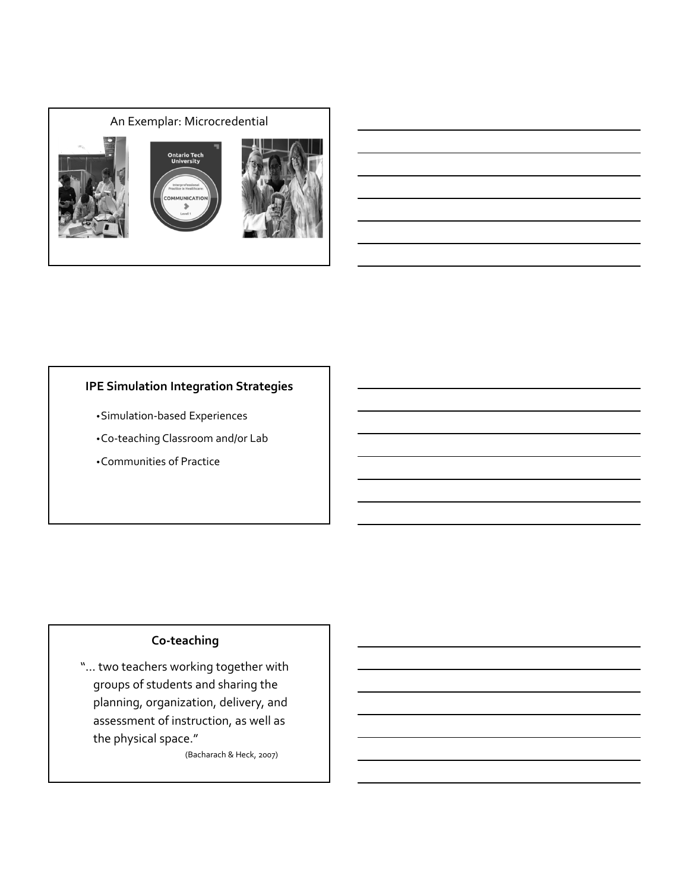## An Exemplar: Microcredential

## IPE Simulation Integration Strategies

- Simulation-based Experiences
- Co-teaching Classroom and/or Lab
- Communities of Practice

## Co-teaching

"… two teachers working together with groups of students and sharing the planning, organization, delivery, and assessment of instruction, as well as the physical space."

(Bacharach & Heck, 2007)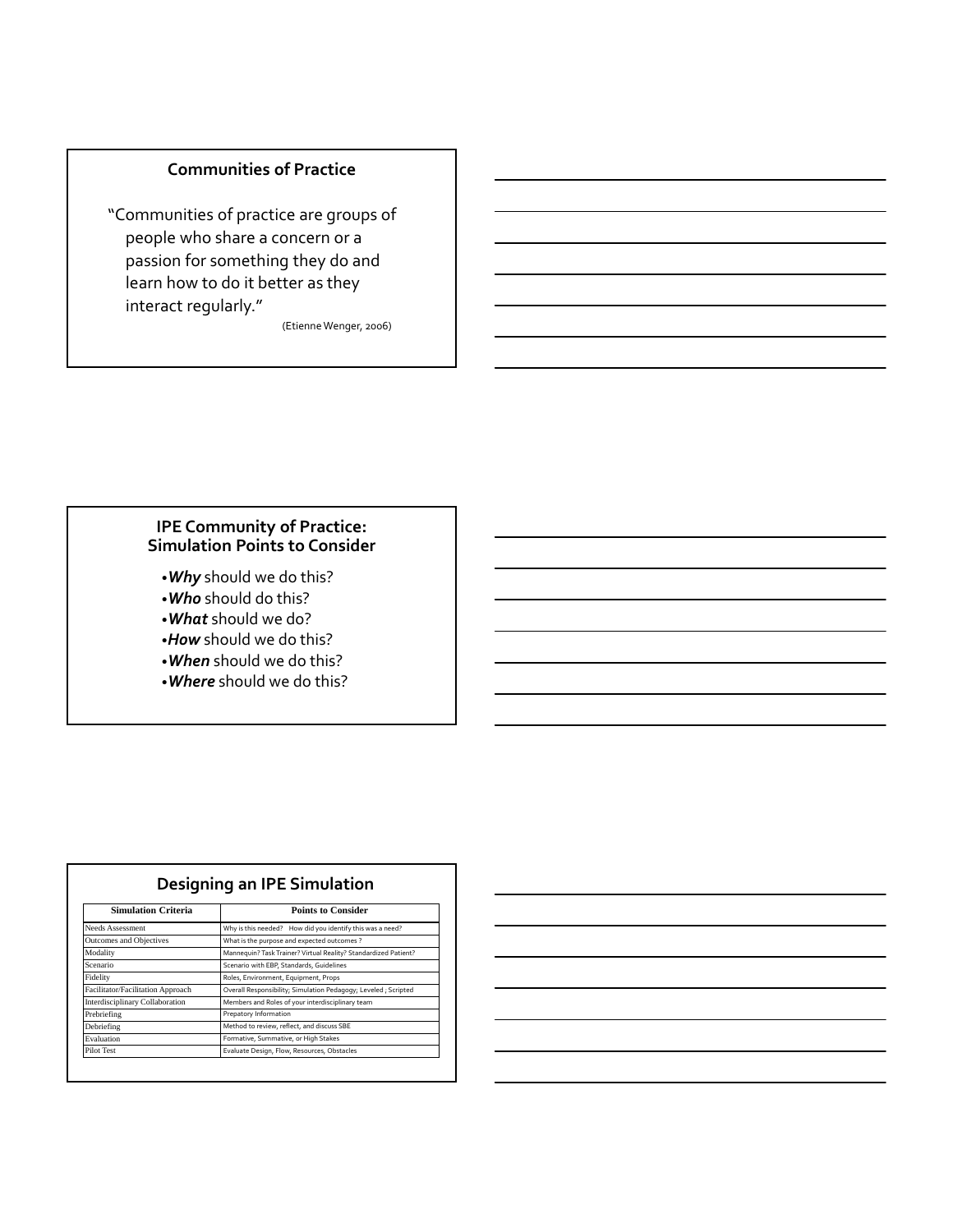## Communities of Practice

"Communities of practice are groups of people who share a concern or a passion for something they do and learn how to do it better as they interact regularly."

(Etienne Wenger, 2006)

## IPE Community of Practice: Simulation Points to Consider

- ***Why*** should we do this?
- ***Who*** should do this?
- ***What*** should we do?
- ***How*** should we do this?
- ***When*** should we do this?
- ***Where*** should we do this?

## Designing an IPE Simulation

| Simulation Criteria | Points to Consider |
|---|---|
| Needs Assessment | Why is this needed? How did you identify this was a need? |
| Outcomes and Objectives | What is the purpose and expected outcomes ? |
| Modality | Mannequin? Task Trainer? Virtual Reality? Standardized Patient? |
| Scenario | Scenario with EBP, Standards, Guidelines |
| Fidelity | Roles, Environment, Equipment, Props |
| Facilitator/Facilitation Approach | Overall Responsibility; Simulation Pedagogy; Leveled ; Scripted |
| Interdisciplinary Collaboration | Members and Roles of your interdisciplinary team |
| Prebriefing | Prepatory Information |
| Debriefing | Method to review, reflect, and discuss SBE |
| Evaluation | Formative, Summative, or High Stakes |
| Pilot Test | Evaluate Design, Flow, Resources, Obstacles |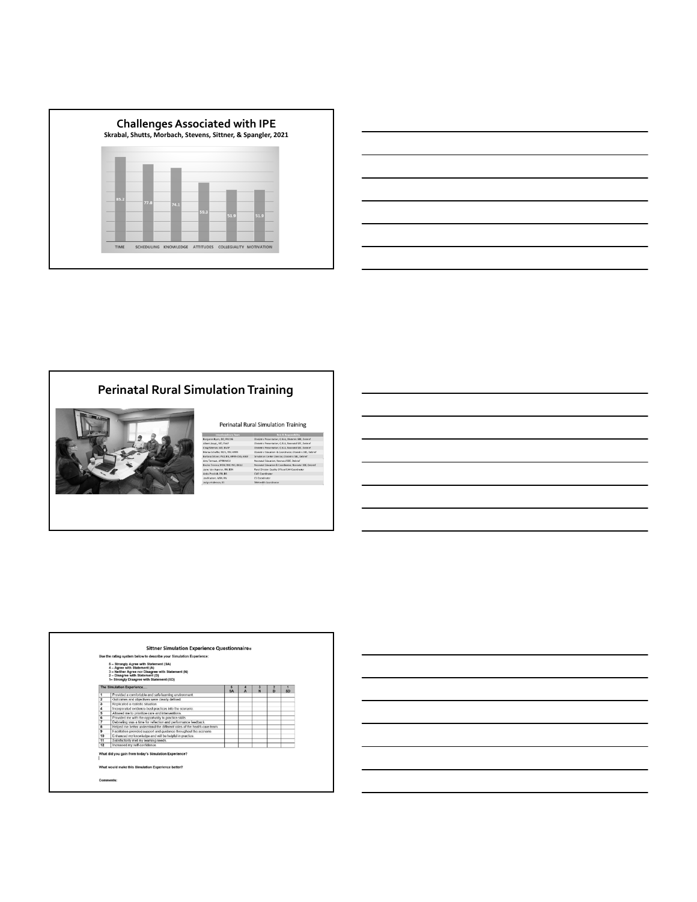## Challenges Associated with IPE

**Skrabal, Shutts, Morbach, Stevens, Sittner, & Spangler, 2021**

| TIME | SCHEDULING | KNOWLEDGE | ATTITUDES | COLLEGIALITY | MOTIVATION |
|---|---|---|---|---|---|
| 85.2 | 77.8 | 74.1 | 59.3 | 51.9 | 51.9 |

## Perinatal Rural Simulation Training

Perinatal Rural Simulation Training

## Sittner Simulation Experience Questionnaire©

Use the rating system below to describe your Simulation Experience:

5 = Strongly Agree with Statement (SA)
4 – Agree with Statement (A)
3 – Neither Agree nor Disagree with Statement (N)
2 – Disagree with Statement (D)
1– Strongly Disagree with Statement (SD)

| | The Simulation Experience.... | 5 SA | 4 A | 3 N | 2 D | 1 SD |
|---|---|---|---|---|---|---|
| 1 | Provided a comfortable and safe learning environment. | | | | | |
| 2 | Outcomes and objectives were clearly defined. | | | | | |
| 3 | Replicated a realistic situation. | | | | | |
| 4 | Incorporated evidence-best practices into the scenario. | | | | | |
| 5 | Allowed me to prioritize care and interventions. | | | | | |
| 6 | Provided me with the opportunity to practice skills. | | | | | |
| 7 | Debriefing was a time for reflection and performance feedback. | | | | | |
| 8 | Helped me better understand the different roles of the health care team. | | | | | |
| 9 | Facilitation provided support and guidance throughout the scenario. | | | | | |
| 10 | Enhanced my knowledge and will be helpful in practice. | | | | | |
| 11 | Satisfactorily met my learning needs. | | | | | |
| 12 | Increased my self-confidence. | | | | | |

What did you gain from today's Simulation Experience?

What would make this Simulation Experience better?

Comments: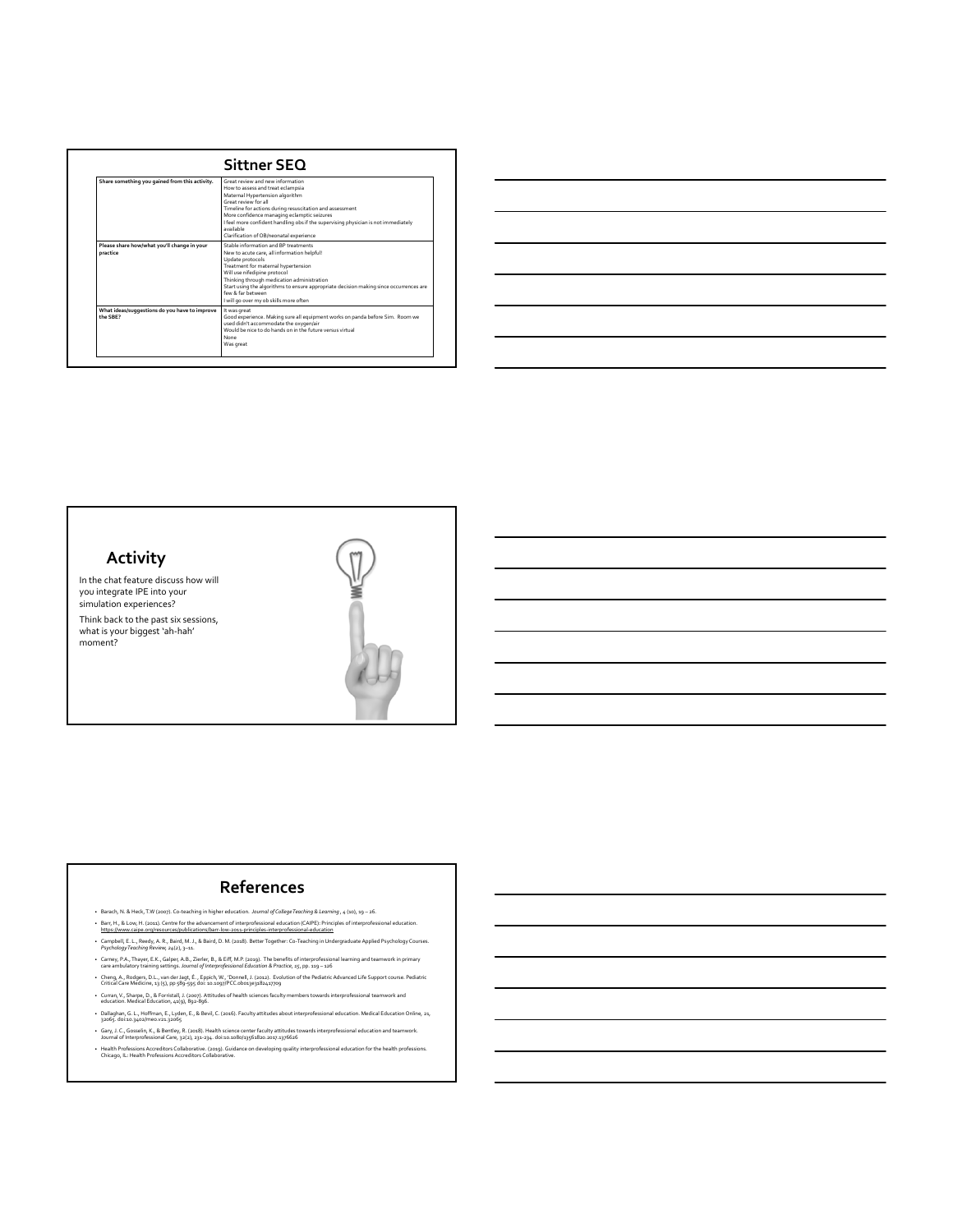## Sittner SEQ

| Share something you gained from this activity. | Great review and new information<br>How to assess and treat eclampsia<br>Maternal Hypertension algorithm<br>Great review for all<br>Timeline for actions during resuscitation and assessment<br>More confidence managing eclamptic seizures<br>I feel more confident handling obs if the supervising physician is not immediately available<br>Clarification of OB/neonatal experience |
|---|---|
| Please share how/what you'll change in your practice | Stable information and BP treatments<br>New to acute care, all information helpful!<br>Update protocols<br>Treatment for maternal hypertension<br>Will use nifedipine protocol<br>Thinking through medication administration<br>Start using the algorithms to ensure appropriate decision making since occurrences are few & far between<br>I will go over my ob skills more often |
| What ideas/suggestions do you have to improve the SBE? | It was great<br>Good experience. Making sure all equipment works on panda before Sim. Room we used didn't accommodate the oxygen/air<br>Would be nice to do hands on in the future versus virtual<br>None<br>Was great |

## Activity

In the chat feature discuss how will you integrate IPE into your simulation experiences?

Think back to the past six sessions, what is your biggest 'ah-hah' moment?

## References

- Barach, N. & Heck, T.W (2007). Co-teaching in higher education. *Journal of College Teaching & Learning*, 4 (10), 19 – 26.
- Barr, H., & Low, H. (2011). Centre for the advancement of interprofessional education (CAIPE): Principles of interprofessional education. https://www.caipe.org/resources/publications/barr-low-2011-principles-interprofessional-education
- Campbell, E. L., Reedy, A. R., Baird, M. J., & Baird, D. M. (2018). Better Together: Co-Teaching in Undergraduate Applied Psychology Courses. *Psychology Teaching Review, 24*(2), 3–11.
- Carney, P.A., Thayer, E.K., Galper, A.B., Zierler, B., & Eiff, M.P. (2019). The benefits of interprofessional learning and teamwork in primary care ambulatory training settings. *Journal of Interprofessional Education & Practice*, 15, pp. 119 – 126
- Cheng, A., Rodgers, D.L., van der Jagt, É., Eppich, W., 'Donnell, J. (2012). Evolution of the Pediatric Advanced Life Support course. Pediatric Critical Care Medicine, 13 (5), pp 589-595 doi: 10.1097/PCC.0b013e3182417709
- Curran, V., Sharpe, D., & Forristall, J. (2007). Attitudes of health sciences faculty members towards interprofessional teamwork and education. Medical Education, 41(9), 892-896.
- Dallaghan, G. L., Hoffman, E., Lyden, E., & Bevil, C. (2016). Faculty attitudes about interprofessional education. Medical Education Online, 21, 32065. doi:10.3402/meo.v21.32065
- Gary, J. C., Gosselin, K., & Bentley, R. (2018). Health science center faculty attitudes towards interprofessional education and teamwork. Journal of Interprofessional Care, 32(2), 231-234. doi:10.1080/13561820.2017.1376626
- Health Professions Accreditors Collaborative. (2019). Guidance on developing quality interprofessional education for the health professions. Chicago, IL: Health Professions Accreditors Collaborative.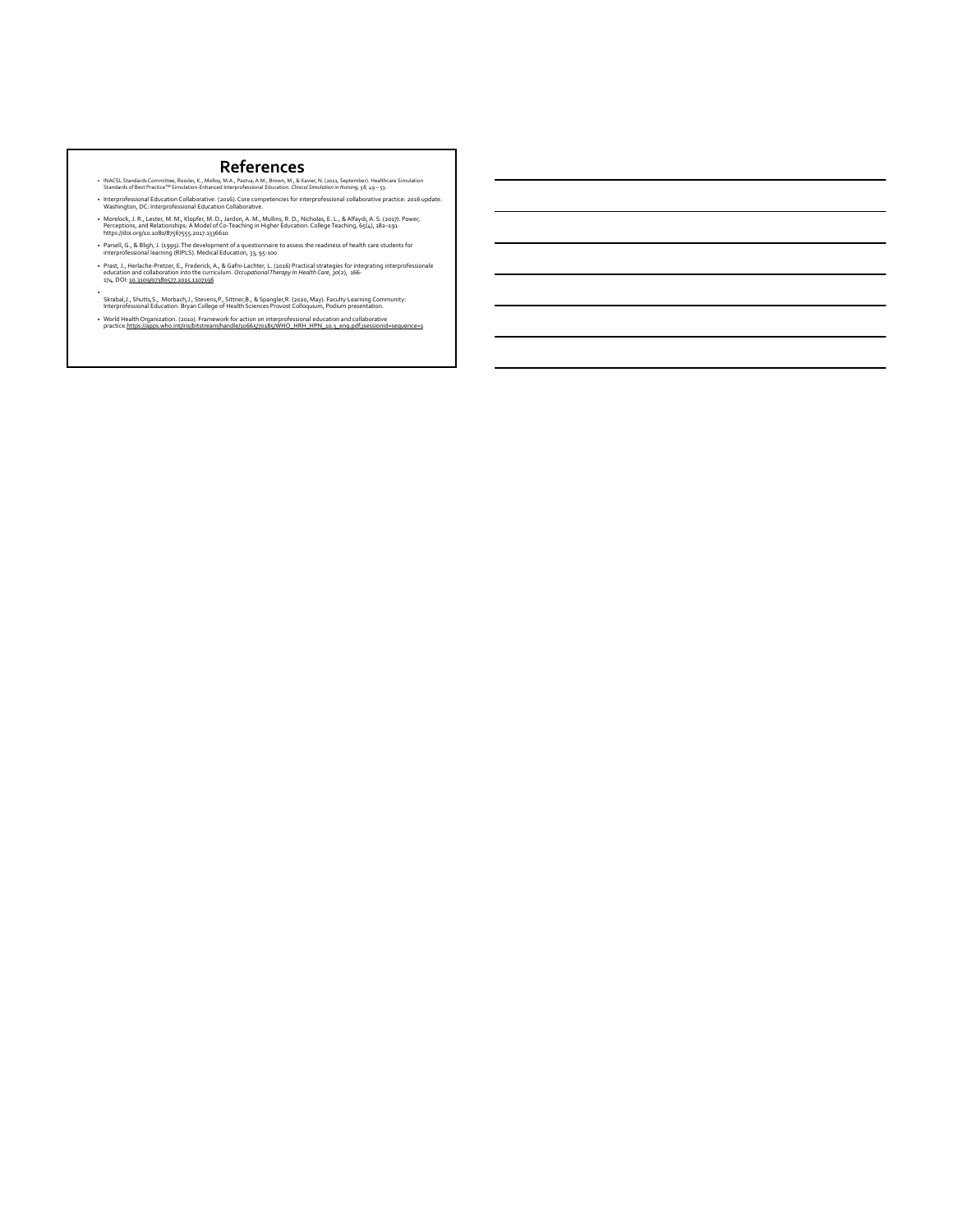# References

- INACSL Standards Committee, Rossler, K., Molloy, M.A., Pastva, A.M., Brown, M., & Xavier, N. (2021, September). Healthcare Simulation Standards of Best Practice™ Simulation-Enhanced Interprofessional Education. *Clinical Simulation in Nursing, 58*, 49 – 53.
- Interprofessional Education Collaborative. (2016). Core competencies for interprofessional collaborative practice: 2016 update. Washington, DC: Interprofessional Education Collaborative.
- Morelock, J. R., Lester, M. M., Klopfer, M. D., Jardon, A. M., Mullins, R. D., Nicholas, E. L., & Alfaydi, A. S. (2017). Power, Perceptions, and Relationships: A Model of Co-Teaching in Higher Education. College Teaching, 65(4), 182–191. https://doi.org/10.1080/87567555.2017.1336610
- Parsell, G., & Bligh, J. (1999). The development of a questionnaire to assess the readiness of health care students for interprofessional learning (RIPLS). Medical Education, 33, 95-100
- Prast, J., Herlache-Pretzer, E., Frederick, A., & Gafni-Lachter, L. (2016) Practical strategies for integrating interprofessionale education and collaboration into the curriculum. *Occupational Therapy In Health Care, 30*(2), 166-174, DOI: 10.3109/07380577.2015.1107196
- Skrabal,J., Shutts,S., Morbach,J., Stevens,P., Sittner,B., & Spangler,R. (2020, May). Faculty Learning Community: Interprofessional Education. Bryan College of Health Sciences Provost Colloquium, Podium presentation.
- World Health Organization. (2010). Framework for action on interprofessional education and collaborative practice.https://apps.who.int/iris/bitstream/handle/10665/70185/WHO_HRH_HPN_10.3_eng.pdf;jsessionid=sequence=1